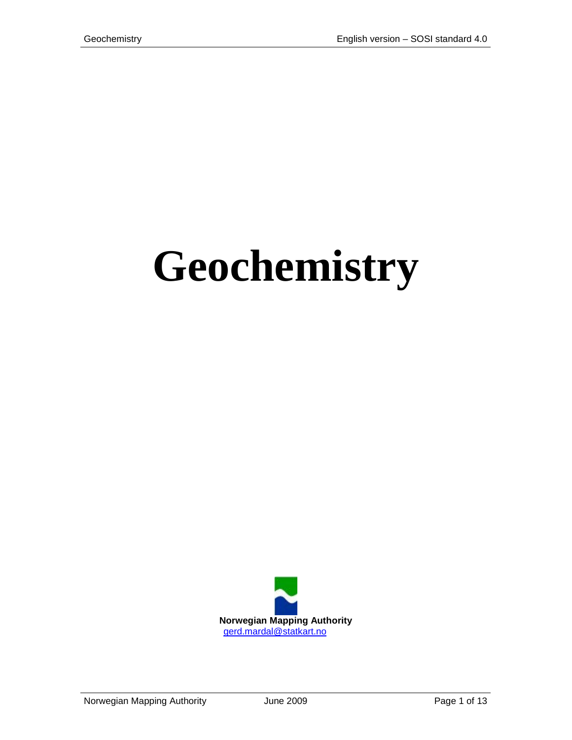# Geochemistry

**Norwegian Mapping Authority**

gerd.mardal@statkart.no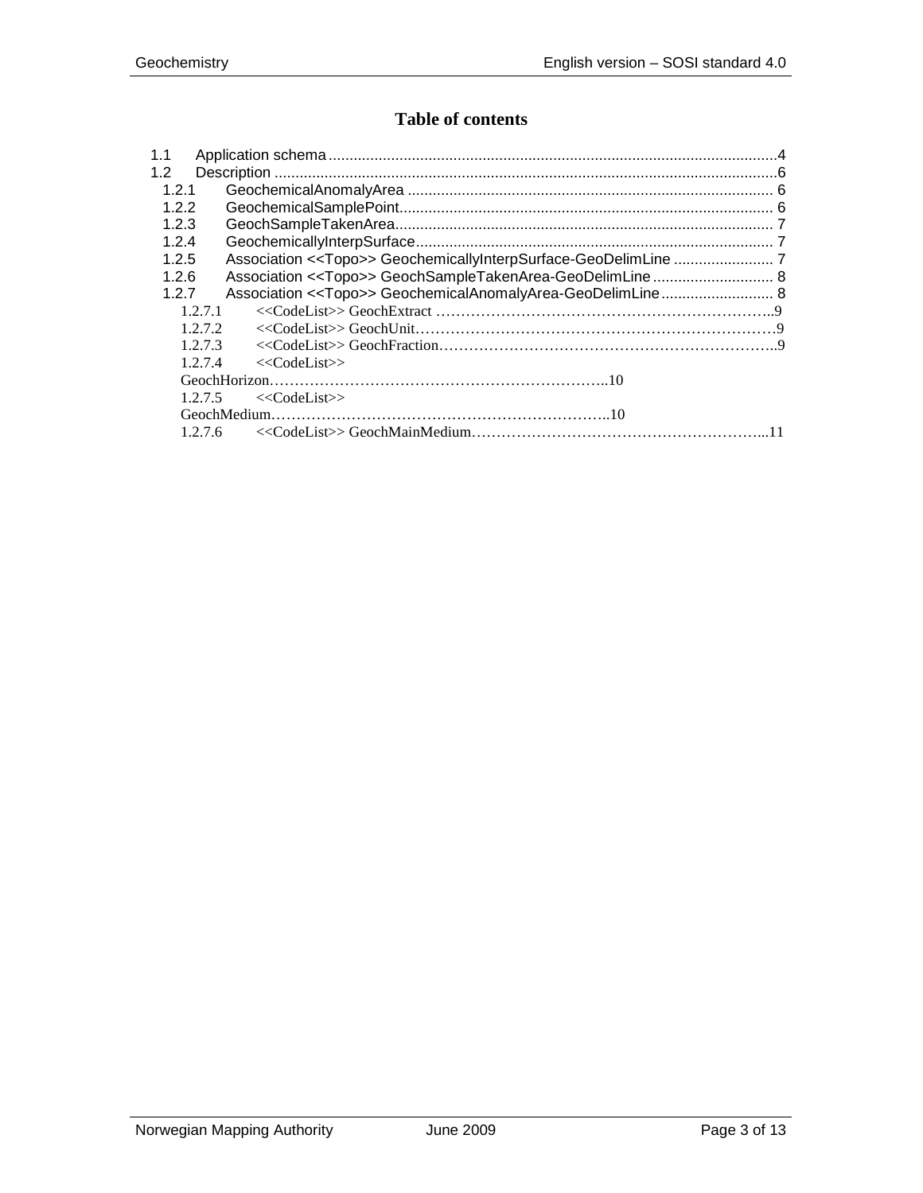# Table of contents

1.1 Application schema ....................................................................................................................4
1.2 Description ......................................................................................................................6
  1.2.1 GeochemicalAnomalyArea ...................................................................................... 6
  1.2.2 GeochemicalSamplePoint......................................................................................... 6
  1.2.3 GeochSampleTakenArea.......................................................................................... 7
  1.2.4 GeochemicallyInterpSurface..................................................................................... 7
  1.2.5 Association <<Topo>> GeochemicallyInterpSurface-GeoDelimLine ........................ 7
  1.2.6 Association <<Topo>> GeochSampleTakenArea-GeoDelimLine ............................. 8
  1.2.7 Association <<Topo>> GeochemicalAnomalyArea-GeoDelimLine ........................... 8
    1.2.7.1 <<CodeList>> GeochExtract …………………………………………………………..9
    1.2.7.2 <<CodeList>> GeochUnit………………………………………………………………9
    1.2.7.3 <<CodeList>> GeochFraction…………………………………………………………..9
    1.2.7.4 <<CodeList>> GeochHorizon…………………………………………………………..10
    1.2.7.5 <<CodeList>> GeochMedium…………………………………………………………..10
    1.2.7.6 <<CodeList>> GeochMainMedium…………………………………………………...11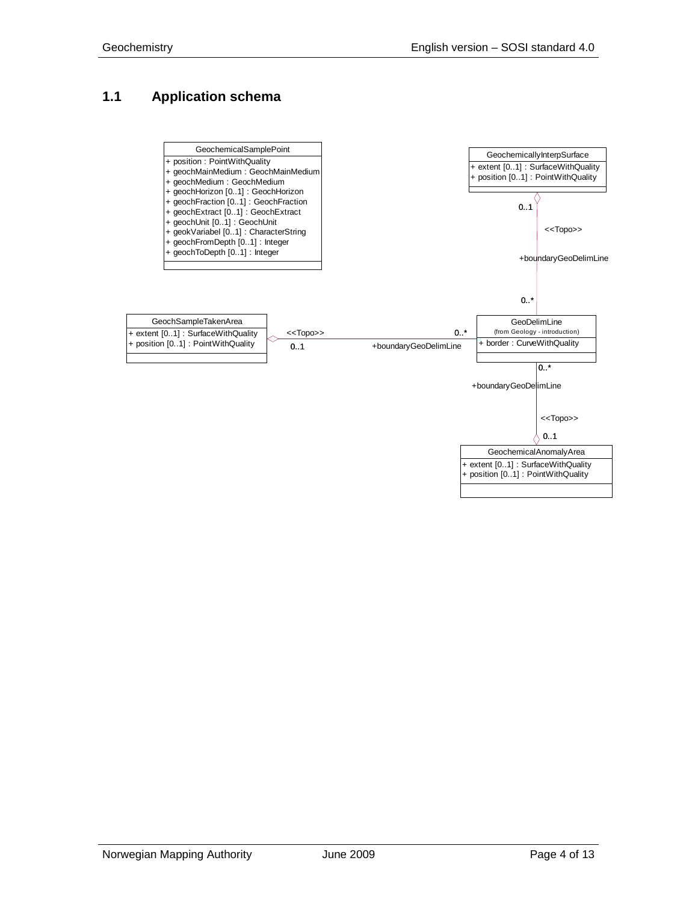## 1.1 Application schema

GeochemicalSamplePoint
+ position : PointWithQuality
+ geochMainMedium : GeochMainMedium
+ geochMedium : GeochMedium
+ geochHorizon [0..1] : GeochHorizon
+ geochFraction [0..1] : GeochFraction
+ geochExtract [0..1] : GeochExtract
+ geochUnit [0..1] : GeochUnit
+ geokVariabel [0..1] : CharacterString
+ geochFromDepth [0..1] : Integer
+ geochToDepth [0..1] : Integer

GeochemicallyInterpSurface
+ extent [0..1] : SurfaceWithQuality
+ position [0..1] : PointWithQuality

0..1
<<Topo>>
+boundaryGeoDelimLine
0..*

GeochSampleTakenArea
+ extent [0..1] : SurfaceWithQuality
+ position [0..1] : PointWithQuality

<<Topo>>
0..1
0..*
+boundaryGeoDelimLine

GeoDelimLine
(from Geology - introduction)
+ border : CurveWithQuality

0..*
+boundaryGeoDelimLine
<<Topo>>
0..1

GeochemicalAnomalyArea
+ extent [0..1] : SurfaceWithQuality
+ position [0..1] : PointWithQuality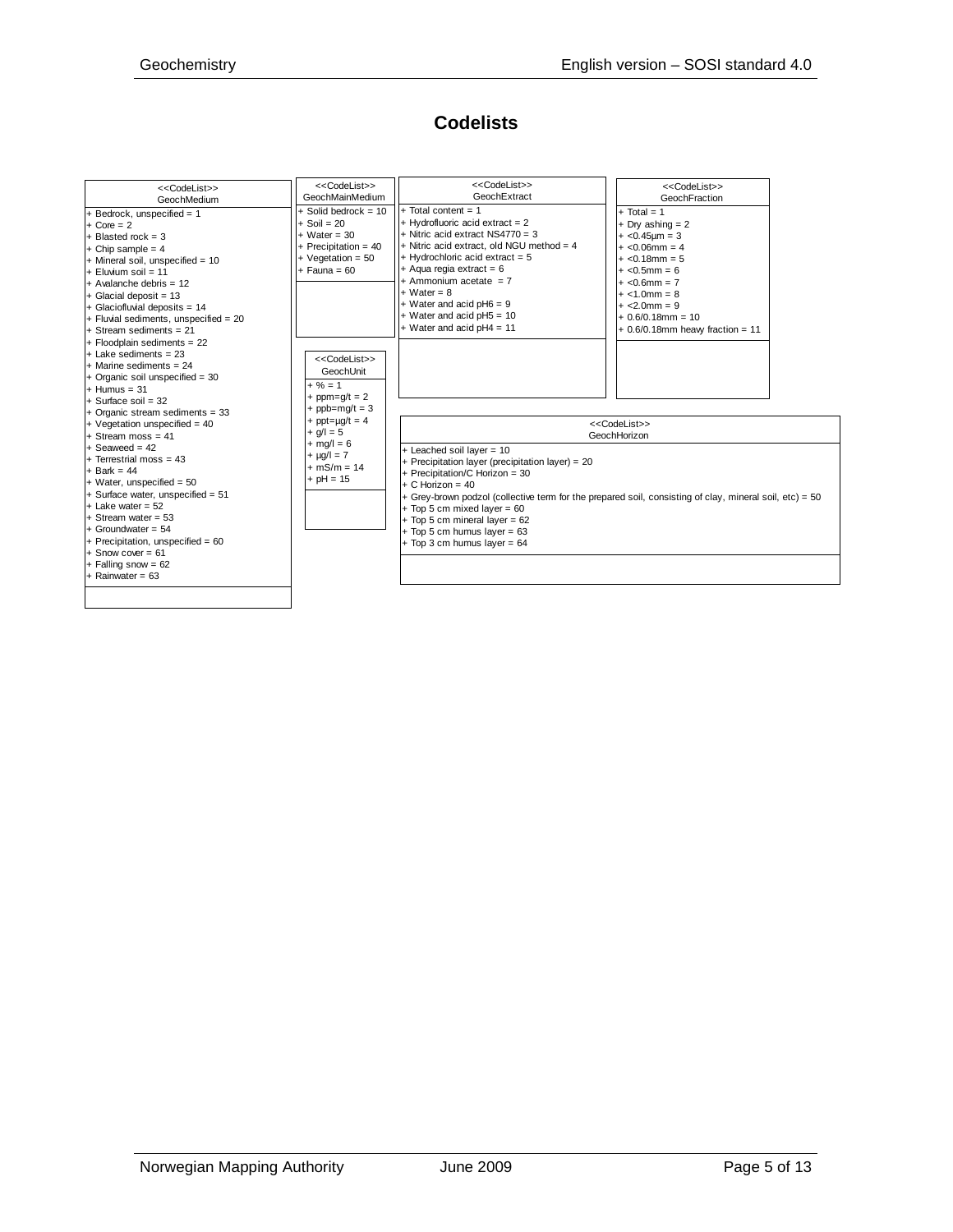# Codelists

**<<CodeList>>**
**GeochMedium**

- + Bedrock, unspecified = 1
- + Core = 2
- + Blasted rock = 3
- + Chip sample = 4
- + Mineral soil, unspecified = 10
- + Eluvium soil = 11
- + Avalanche debris = 12
- + Glacial deposit = 13
- + Glaciofluvial deposits = 14
- + Fluvial sediments, unspecified = 20
- + Stream sediments = 21
- + Floodplain sediments = 22
- + Lake sediments = 23
- + Marine sediments = 24
- + Organic soil unspecified = 30
- + Humus = 31
- + Surface soil = 32
- + Organic stream sediments = 33
- + Vegetation unspecified = 40
- + Stream moss = 41
- + Seaweed = 42
- + Terrestrial moss = 43
- + Bark = 44
- + Water, unspecified = 50
- + Surface water, unspecified = 51
- + Lake water = 52
- + Stream water = 53
- + Groundwater = 54
- + Precipitation, unspecified = 60
- + Snow cover = 61
- + Falling snow = 62
- + Rainwater = 63

**<<CodeList>>**
**GeochMainMedium**

- + Solid bedrock = 10
- + Soil = 20
- + Water = 30
- + Precipitation = 40
- + Vegetation = 50
- + Fauna = 60

**<<CodeList>>**
**GeochUnit**

- + % = 1
- + ppm=g/t = 2
- + ppb=mg/t = 3
- + ppt=µg/t = 4
- + g/l = 5
- + mg/l = 6
- + µg/l = 7
- + mS/m = 14
- + pH = 15

**<<CodeList>>**
**GeochExtract**

- + Total content = 1
- + Hydrofluoric acid extract = 2
- + Nitric acid extract NS4770 = 3
- + Nitric acid extract, old NGU method = 4
- + Hydrochloric acid extract = 5
- + Aqua regia extract = 6
- + Ammonium acetate = 7
- + Water = 8
- + Water and acid pH6 = 9
- + Water and acid pH5 = 10
- + Water and acid pH4 = 11

**<<CodeList>>**
**GeochFraction**

- + Total = 1
- + Dry ashing = 2
- + <0.45µm = 3
- + <0.06mm = 4
- + <0.18mm = 5
- + <0.5mm = 6
- + <0.6mm = 7
- + <1.0mm = 8
- + <2.0mm = 9
- + 0.6/0.18mm = 10
- + 0.6/0.18mm heavy fraction = 11

**<<CodeList>>**
**GeochHorizon**

- + Leached soil layer = 10
- + Precipitation layer (precipitation layer) = 20
- + Precipitation/C Horizon = 30
- + C Horizon = 40
- + Grey-brown podzol (collective term for the prepared soil, consisting of clay, mineral soil, etc) = 50
- + Top 5 cm mixed layer = 60
- + Top 5 cm mineral layer = 62
- + Top 5 cm humus layer = 63
- + Top 3 cm humus layer = 64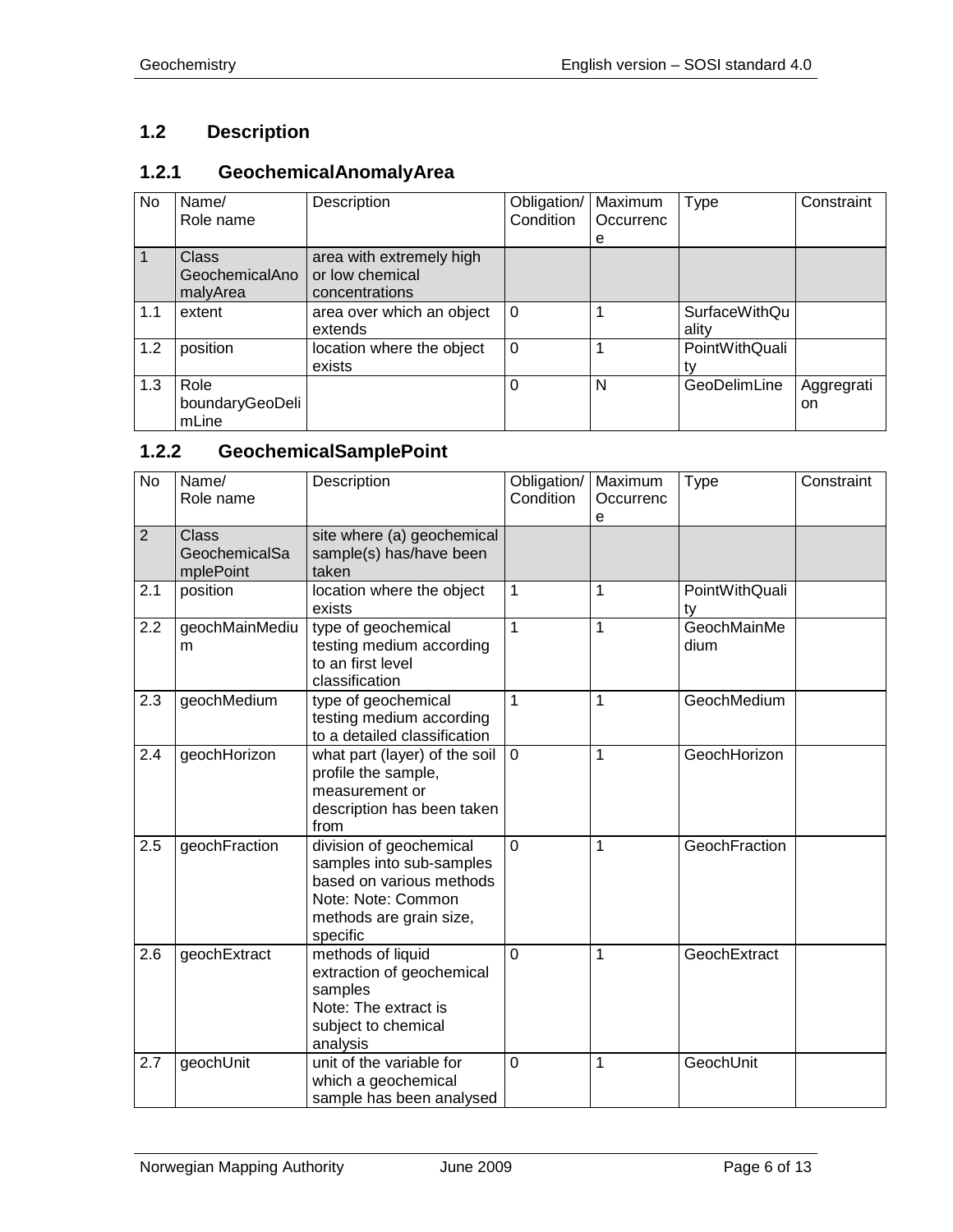## 1.2 Description

### 1.2.1 GeochemicalAnomalyArea

| No | Name/ Role name | Description | Obligation/ Condition | Maximum Occurrence | Type | Constraint |
|---|---|---|---|---|---|---|
| 1 | Class GeochemicalAnomalyArea | area with extremely high or low chemical concentrations | | | | |
| 1.1 | extent | area over which an object extends | 0 | 1 | SurfaceWithQuality | |
| 1.2 | position | location where the object exists | 0 | 1 | PointWithQuality | |
| 1.3 | Role boundaryGeoDelimLine | | 0 | N | GeoDelimLine | Aggregration |

### 1.2.2 GeochemicalSamplePoint

| No | Name/ Role name | Description | Obligation/ Condition | Maximum Occurrence | Type | Constraint |
|---|---|---|---|---|---|---|
| 2 | Class GeochemicalSamplePoint | site where (a) geochemical sample(s) has/have been taken | | | | |
| 2.1 | position | location where the object exists | 1 | 1 | PointWithQuality | |
| 2.2 | geochMainMedium | type of geochemical testing medium according to an first level classification | 1 | 1 | GeochMainMedium | |
| 2.3 | geochMedium | type of geochemical testing medium according to a detailed classification | 1 | 1 | GeochMedium | |
| 2.4 | geochHorizon | what part (layer) of the soil profile the sample, measurement or description has been taken from | 0 | 1 | GeochHorizon | |
| 2.5 | geochFraction | division of geochemical samples into sub-samples based on various methods Note: Note: Common methods are grain size, specific | 0 | 1 | GeochFraction | |
| 2.6 | geochExtract | methods of liquid extraction of geochemical samples Note: The extract is subject to chemical analysis | 0 | 1 | GeochExtract | |
| 2.7 | geochUnit | unit of the variable for which a geochemical sample has been analysed | 0 | 1 | GeochUnit | |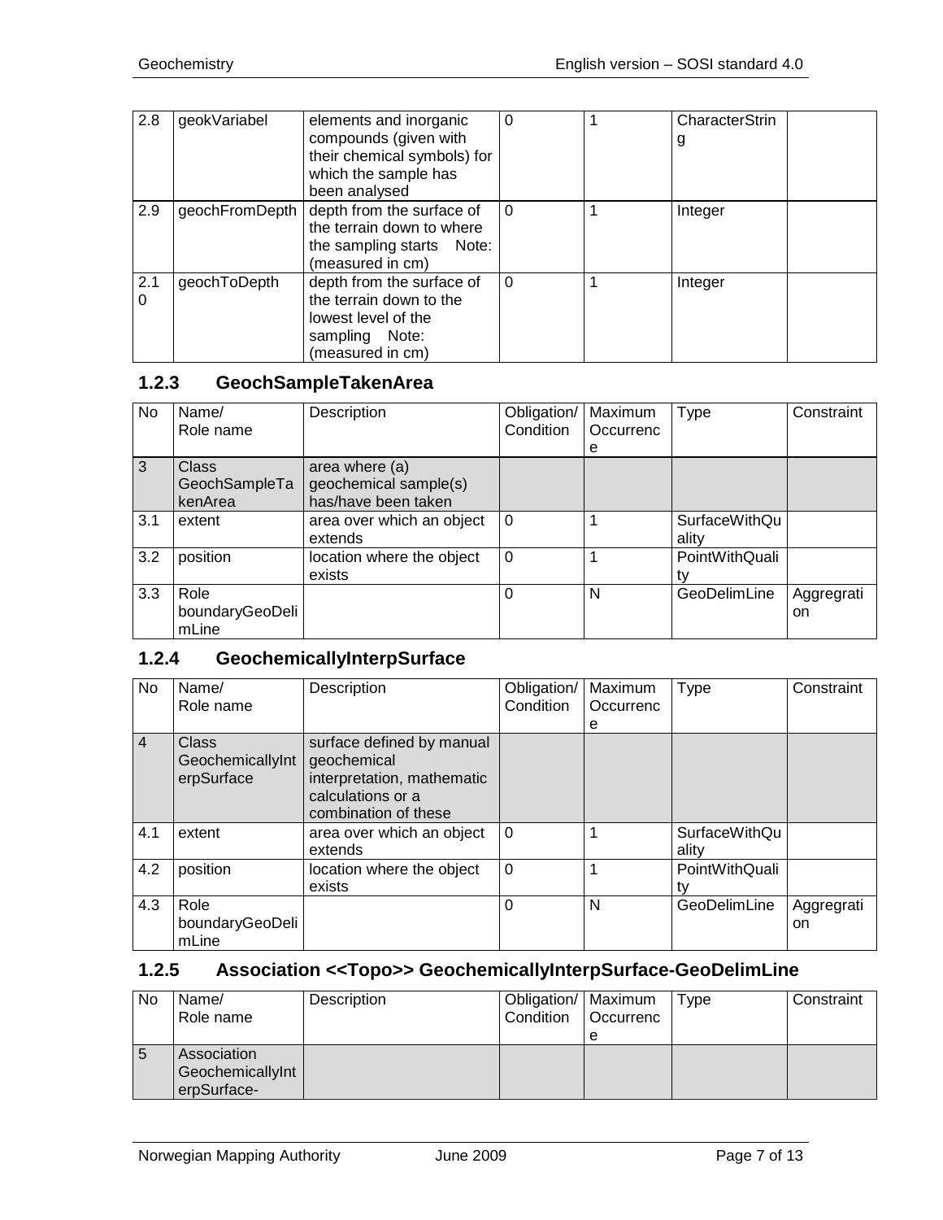| | | | | | | |
|---|---|---|---|---|---|---|
| 2.8 | geokVariabel | elements and inorganic compounds (given with their chemical symbols) for which the sample has been analysed | 0 | 1 | CharacterString | |
| 2.9 | geochFromDepth | depth from the surface of the terrain down to where the sampling starts Note: (measured in cm) | 0 | 1 | Integer | |
| 2.10 | geochToDepth | depth from the surface of the terrain down to the lowest level of the sampling Note: (measured in cm) | 0 | 1 | Integer | |

### 1.2.3 GeochSampleTakenArea

| No | Name/ Role name | Description | Obligation/ Condition | Maximum Occurrence | Type | Constraint |
|---|---|---|---|---|---|---|
| 3 | Class GeochSampleTakenArea | area where (a) geochemical sample(s) has/have been taken | | | | |
| 3.1 | extent | area over which an object extends | 0 | 1 | SurfaceWithQuality | |
| 3.2 | position | location where the object exists | 0 | 1 | PointWithQuality | |
| 3.3 | Role boundaryGeoDelimLine | | 0 | N | GeoDelimLine | Aggregation |

### 1.2.4 GeochemicallyInterpSurface

| No | Name/ Role name | Description | Obligation/ Condition | Maximum Occurrence | Type | Constraint |
|---|---|---|---|---|---|---|
| 4 | Class GeochemicallyInterpSurface | surface defined by manual geochemical interpretation, mathematic calculations or a combination of these | | | | |
| 4.1 | extent | area over which an object extends | 0 | 1 | SurfaceWithQuality | |
| 4.2 | position | location where the object exists | 0 | 1 | PointWithQuality | |
| 4.3 | Role boundaryGeoDelimLine | | 0 | N | GeoDelimLine | Aggregation |

### 1.2.5 Association <<Topo>> GeochemicallyInterpSurface-GeoDelimLine

| No | Name/ Role name | Description | Obligation/ Condition | Maximum Occurrence | Type | Constraint |
|---|---|---|---|---|---|---|
| 5 | Association GeochemicallyInterpSurface- | | | | | |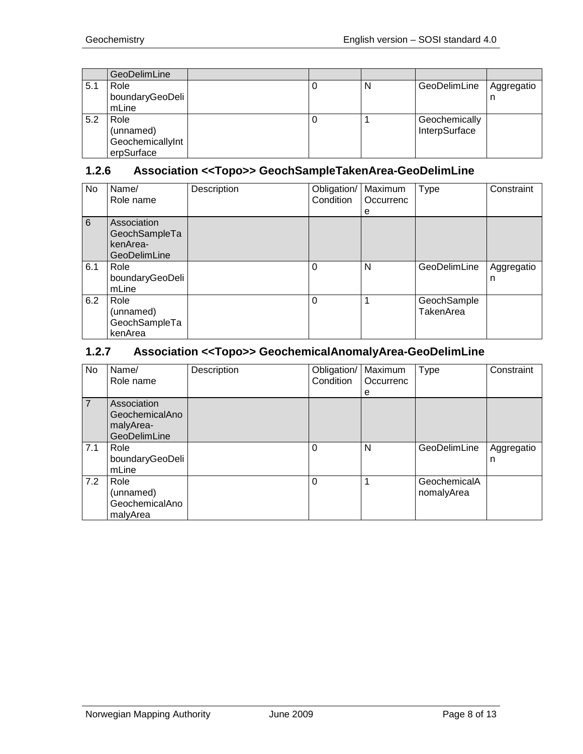| | | | | | | |
|---|---|---|---|---|---|---|
| | GeoDelimLine | | | | | |
| 5.1 | Role boundaryGeoDelimLine | | 0 | N | GeoDelimLine | Aggregation |
| 5.2 | Role (unnamed) GeochemicallyInterpSurface | | 0 | 1 | Geochemically InterpSurface | |

### 1.2.6 Association <<Topo>> GeochSampleTakenArea-GeoDelimLine

| No | Name/ Role name | Description | Obligation/ Condition | Maximum Occurrence | Type | Constraint |
|---|---|---|---|---|---|---|
| 6 | Association GeochSampleTakenArea-GeoDelimLine | | | | | |
| 6.1 | Role boundaryGeoDelimLine | | 0 | N | GeoDelimLine | Aggregation |
| 6.2 | Role (unnamed) GeochSampleTakenArea | | 0 | 1 | GeochSample TakenArea | |

### 1.2.7 Association <<Topo>> GeochemicalAnomalyArea-GeoDelimLine

| No | Name/ Role name | Description | Obligation/ Condition | Maximum Occurrence | Type | Constraint |
|---|---|---|---|---|---|---|
| 7 | Association GeochemicalAnomalyArea-GeoDelimLine | | | | | |
| 7.1 | Role boundaryGeoDelimLine | | 0 | N | GeoDelimLine | Aggregation |
| 7.2 | Role (unnamed) GeochemicalAnomalyArea | | 0 | 1 | GeochemicalA nomalyArea | |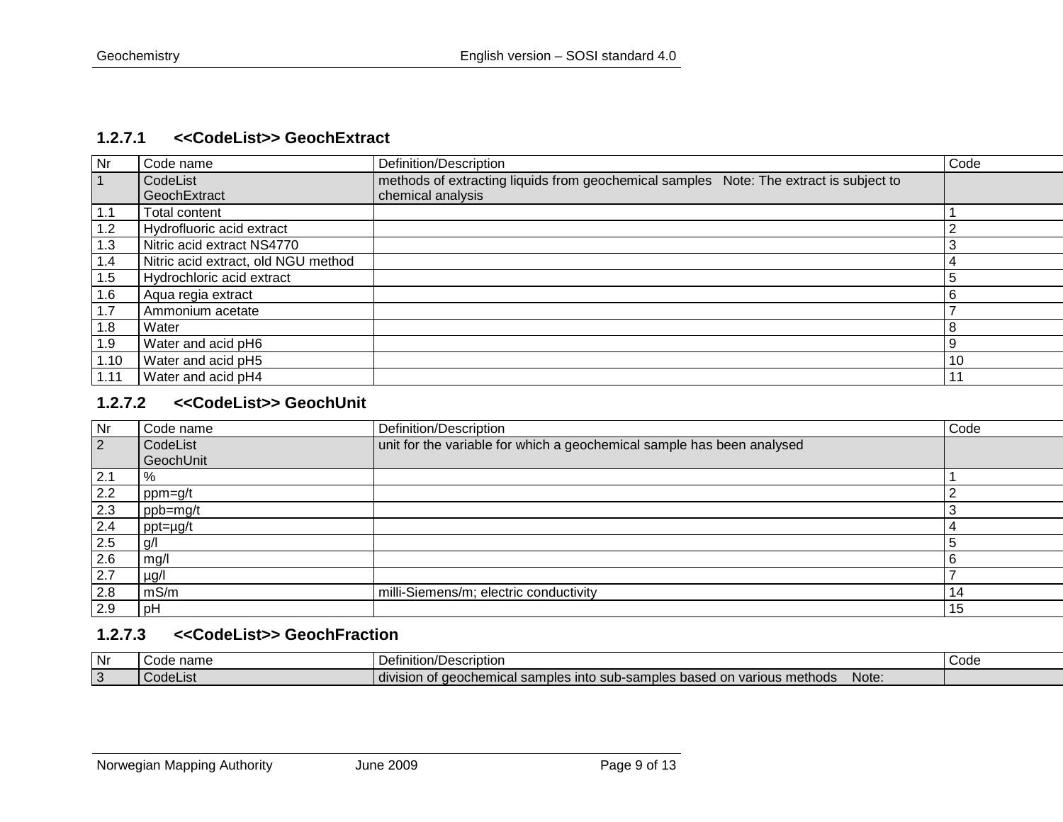### 1.2.7.1 <<CodeList>> GeochExtract

| Nr | Code name | Definition/Description | Code |
|---|---|---|---|
| 1 | CodeList GeochExtract | methods of extracting liquids from geochemical samples Note: The extract is subject to chemical analysis | |
| 1.1 | Total content | | 1 |
| 1.2 | Hydrofluoric acid extract | | 2 |
| 1.3 | Nitric acid extract NS4770 | | 3 |
| 1.4 | Nitric acid extract, old NGU method | | 4 |
| 1.5 | Hydrochloric acid extract | | 5 |
| 1.6 | Aqua regia extract | | 6 |
| 1.7 | Ammonium acetate | | 7 |
| 1.8 | Water | | 8 |
| 1.9 | Water and acid pH6 | | 9 |
| 1.10 | Water and acid pH5 | | 10 |
| 1.11 | Water and acid pH4 | | 11 |

### 1.2.7.2 <<CodeList>> GeochUnit

| Nr | Code name | Definition/Description | Code |
|---|---|---|---|
| 2 | CodeList GeochUnit | unit for the variable for which a geochemical sample has been analysed | |
| 2.1 | % | | 1 |
| 2.2 | ppm=g/t | | 2 |
| 2.3 | ppb=mg/t | | 3 |
| 2.4 | ppt=µg/t | | 4 |
| 2.5 | g/l | | 5 |
| 2.6 | mg/l | | 6 |
| 2.7 | µg/l | | 7 |
| 2.8 | mS/m | milli-Siemens/m; electric conductivity | 14 |
| 2.9 | pH | | 15 |

### 1.2.7.3 <<CodeList>> GeochFraction

| Nr | Code name | Definition/Description | Code |
|---|---|---|---|
| 3 | CodeList | division of geochemical samples into sub-samples based on various methods Note: | |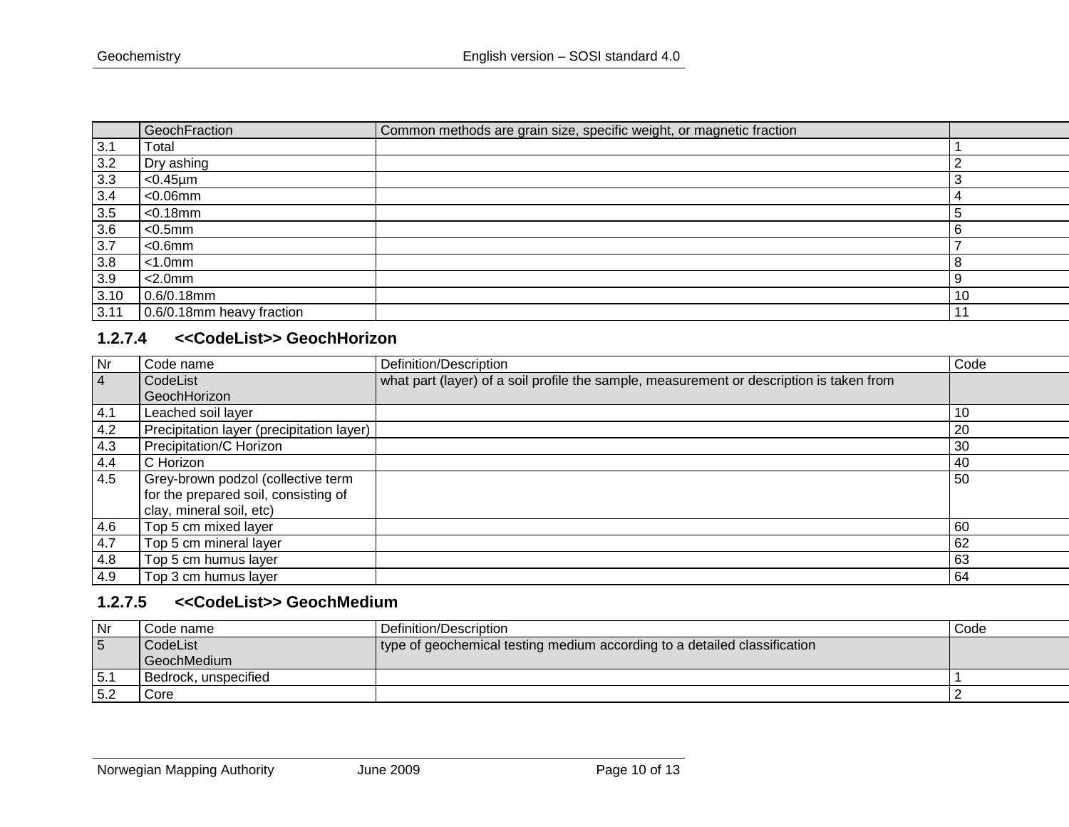| | | | |
|---|---|---|---|
| | GeochFraction | Common methods are grain size, specific weight, or magnetic fraction | |
| 3.1 | Total | | 1 |
| 3.2 | Dry ashing | | 2 |
| 3.3 | <0.45µm | | 3 |
| 3.4 | <0.06mm | | 4 |
| 3.5 | <0.18mm | | 5 |
| 3.6 | <0.5mm | | 6 |
| 3.7 | <0.6mm | | 7 |
| 3.8 | <1.0mm | | 8 |
| 3.9 | <2.0mm | | 9 |
| 3.10 | 0.6/0.18mm | | 10 |
| 3.11 | 0.6/0.18mm heavy fraction | | 11 |

### 1.2.7.4 <<CodeList>> GeochHorizon

| Nr | Code name | Definition/Description | Code |
|---|---|---|---|
| 4 | CodeList GeochHorizon | what part (layer) of a soil profile the sample, measurement or description is taken from | |
| 4.1 | Leached soil layer | | 10 |
| 4.2 | Precipitation layer (precipitation layer) | | 20 |
| 4.3 | Precipitation/C Horizon | | 30 |
| 4.4 | C Horizon | | 40 |
| 4.5 | Grey-brown podzol (collective term for the prepared soil, consisting of clay, mineral soil, etc) | | 50 |
| 4.6 | Top 5 cm mixed layer | | 60 |
| 4.7 | Top 5 cm mineral layer | | 62 |
| 4.8 | Top 5 cm humus layer | | 63 |
| 4.9 | Top 3 cm humus layer | | 64 |

### 1.2.7.5 <<CodeList>> GeochMedium

| Nr | Code name | Definition/Description | Code |
|---|---|---|---|
| 5 | CodeList GeochMedium | type of geochemical testing medium according to a detailed classification | |
| 5.1 | Bedrock, unspecified | | 1 |
| 5.2 | Core | | 2 |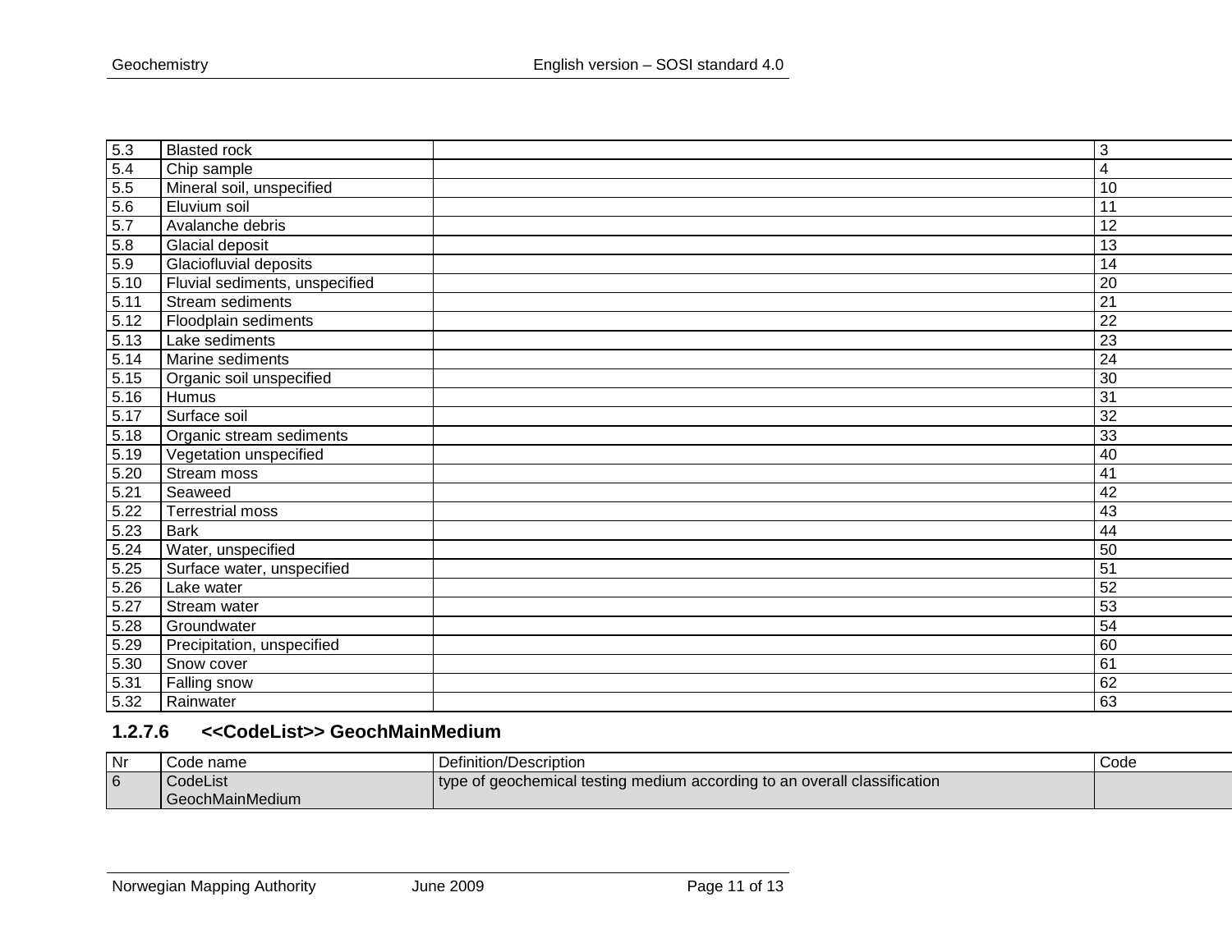| | | | |
|---|---|---|---|
| 5.3 | Blasted rock | | 3 |
| 5.4 | Chip sample | | 4 |
| 5.5 | Mineral soil, unspecified | | 10 |
| 5.6 | Eluvium soil | | 11 |
| 5.7 | Avalanche debris | | 12 |
| 5.8 | Glacial deposit | | 13 |
| 5.9 | Glaciofluvial deposits | | 14 |
| 5.10 | Fluvial sediments, unspecified | | 20 |
| 5.11 | Stream sediments | | 21 |
| 5.12 | Floodplain sediments | | 22 |
| 5.13 | Lake sediments | | 23 |
| 5.14 | Marine sediments | | 24 |
| 5.15 | Organic soil unspecified | | 30 |
| 5.16 | Humus | | 31 |
| 5.17 | Surface soil | | 32 |
| 5.18 | Organic stream sediments | | 33 |
| 5.19 | Vegetation unspecified | | 40 |
| 5.20 | Stream moss | | 41 |
| 5.21 | Seaweed | | 42 |
| 5.22 | Terrestrial moss | | 43 |
| 5.23 | Bark | | 44 |
| 5.24 | Water, unspecified | | 50 |
| 5.25 | Surface water, unspecified | | 51 |
| 5.26 | Lake water | | 52 |
| 5.27 | Stream water | | 53 |
| 5.28 | Groundwater | | 54 |
| 5.29 | Precipitation, unspecified | | 60 |
| 5.30 | Snow cover | | 61 |
| 5.31 | Falling snow | | 62 |
| 5.32 | Rainwater | | 63 |

### 1.2.7.6 <<CodeList>> GeochMainMedium

| Nr | Code name | Definition/Description | Code |
|---|---|---|---|
| 6 | CodeList GeochMainMedium | type of geochemical testing medium according to an overall classification | |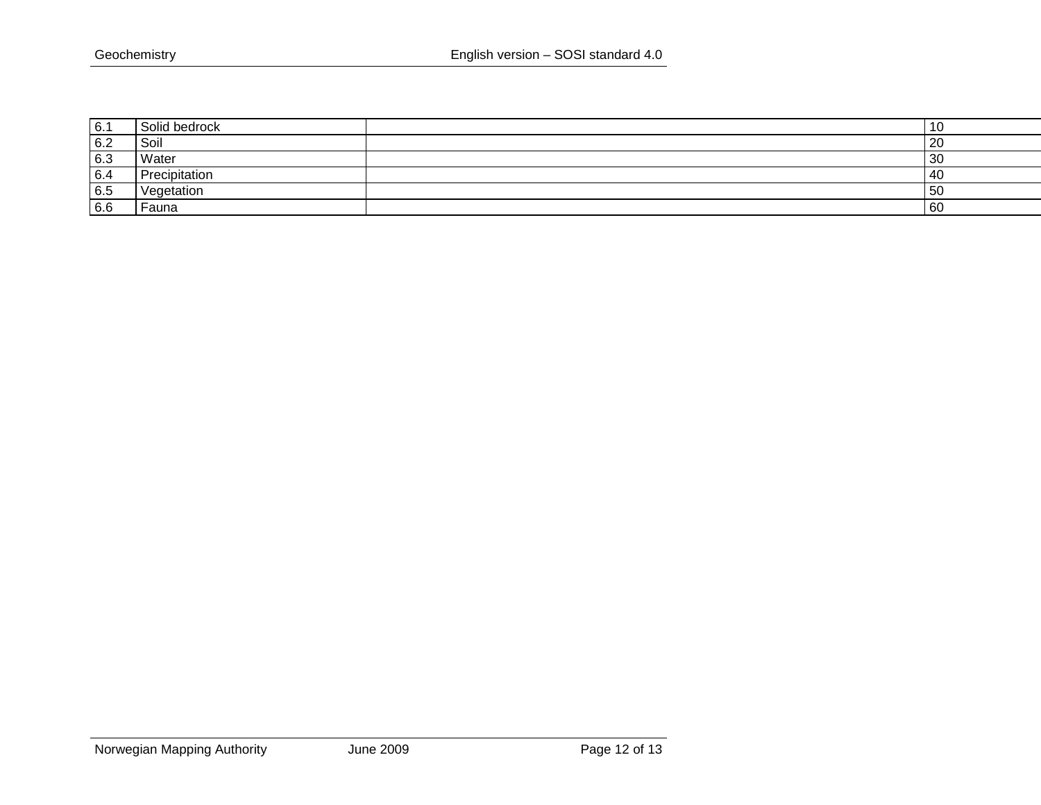| | | | |
|---|---|---|---|
| 6.1 | Solid bedrock | | 10 |
| 6.2 | Soil | | 20 |
| 6.3 | Water | | 30 |
| 6.4 | Precipitation | | 40 |
| 6.5 | Vegetation | | 50 |
| 6.6 | Fauna | | 60 |